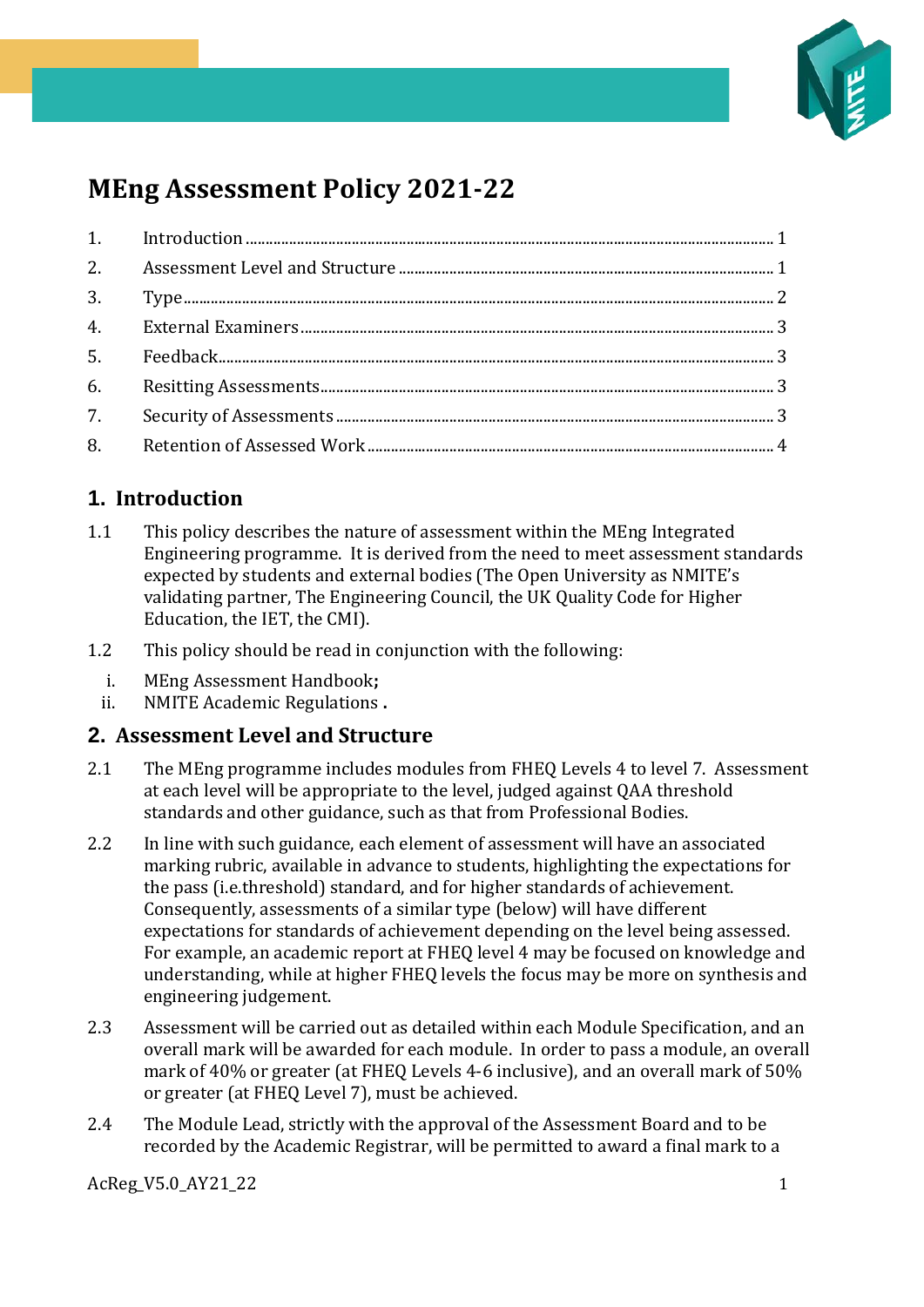# MEng Assessment Policy 2021-22

1. Introduction ..... 1
2. Assessment Level and Structure ..... 1
3. Type ..... 2
4. External Examiners ..... 3
5. Feedback ..... 3
6. Resitting Assessments ..... 3
7. Security of Assessments ..... 3
8. Retention of Assessed Work ..... 4

## 1. Introduction

1.1 This policy describes the nature of assessment within the MEng Integrated Engineering programme. It is derived from the need to meet assessment standards expected by students and external bodies (The Open University as NMITE's validating partner, The Engineering Council, the UK Quality Code for Higher Education, the IET, the CMI).

1.2 This policy should be read in conjunction with the following:

i. MEng Assessment Handbook**;**
ii. NMITE Academic Regulations **.**

## 2. Assessment Level and Structure

2.1 The MEng programme includes modules from FHEQ Levels 4 to level 7. Assessment at each level will be appropriate to the level, judged against QAA threshold standards and other guidance, such as that from Professional Bodies.

2.2 In line with such guidance, each element of assessment will have an associated marking rubric, available in advance to students, highlighting the expectations for the pass (i.e.threshold) standard, and for higher standards of achievement. Consequently, assessments of a similar type (below) will have different expectations for standards of achievement depending on the level being assessed. For example, an academic report at FHEQ level 4 may be focused on knowledge and understanding, while at higher FHEQ levels the focus may be more on synthesis and engineering judgement.

2.3 Assessment will be carried out as detailed within each Module Specification, and an overall mark will be awarded for each module. In order to pass a module, an overall mark of 40% or greater (at FHEQ Levels 4-6 inclusive), and an overall mark of 50% or greater (at FHEQ Level 7), must be achieved.

2.4 The Module Lead, strictly with the approval of the Assessment Board and to be recorded by the Academic Registrar, will be permitted to award a final mark to a

AcReg_V5.0_AY21_22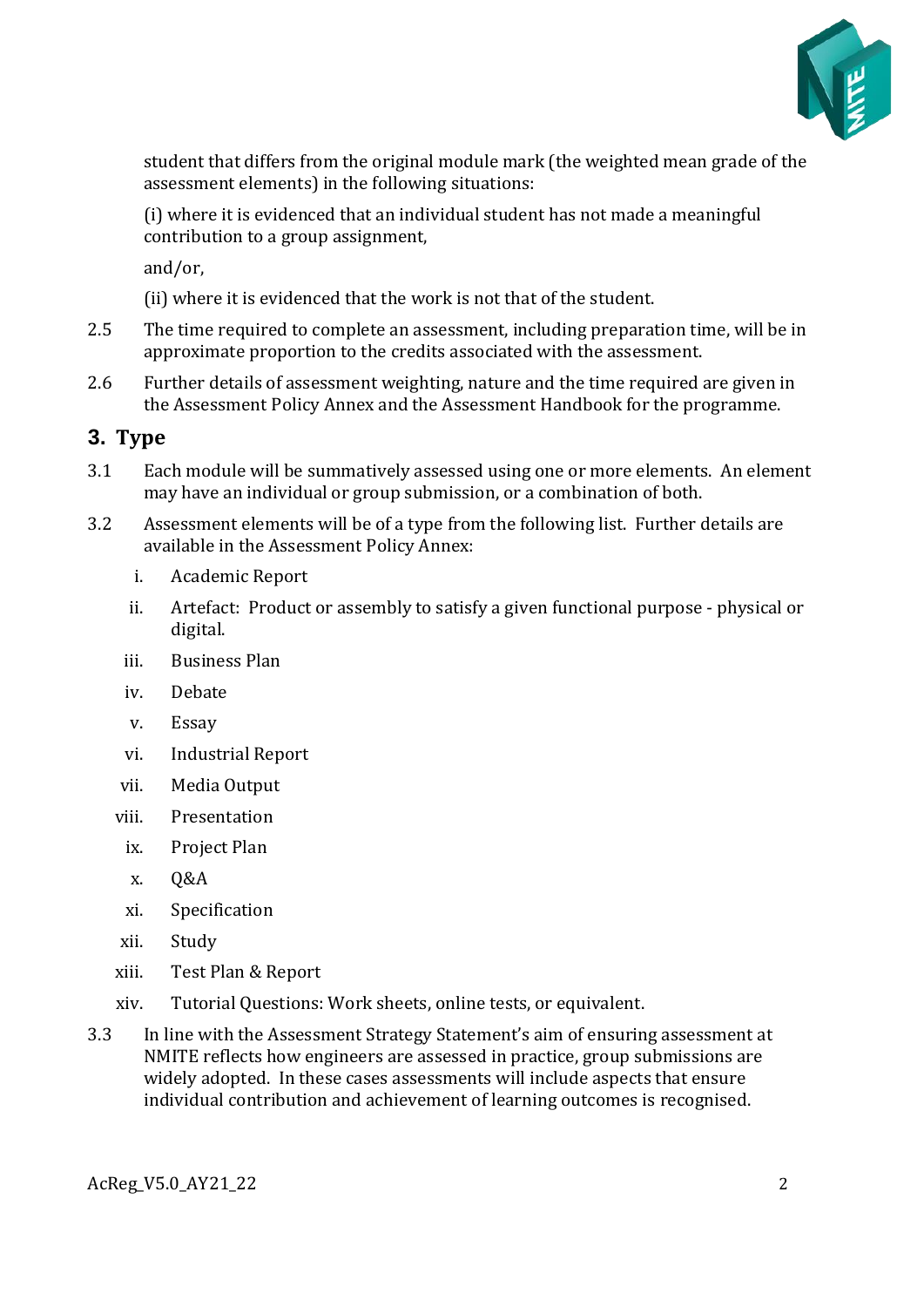student that differs from the original module mark (the weighted mean grade of the assessment elements) in the following situations:

(i) where it is evidenced that an individual student has not made a meaningful contribution to a group assignment,

and/or,

(ii) where it is evidenced that the work is not that of the student.

2.5 The time required to complete an assessment, including preparation time, will be in approximate proportion to the credits associated with the assessment.

2.6 Further details of assessment weighting, nature and the time required are given in the Assessment Policy Annex and the Assessment Handbook for the programme.

## 3. Type

3.1 Each module will be summatively assessed using one or more elements. An element may have an individual or group submission, or a combination of both.

3.2 Assessment elements will be of a type from the following list. Further details are available in the Assessment Policy Annex:

i. Academic Report

ii. Artefact: Product or assembly to satisfy a given functional purpose - physical or digital.

iii. Business Plan

iv. Debate

v. Essay

vi. Industrial Report

vii. Media Output

viii. Presentation

ix. Project Plan

x. Q&A

xi. Specification

xii. Study

xiii. Test Plan & Report

xiv. Tutorial Questions: Work sheets, online tests, or equivalent.

3.3 In line with the Assessment Strategy Statement's aim of ensuring assessment at NMITE reflects how engineers are assessed in practice, group submissions are widely adopted. In these cases assessments will include aspects that ensure individual contribution and achievement of learning outcomes is recognised.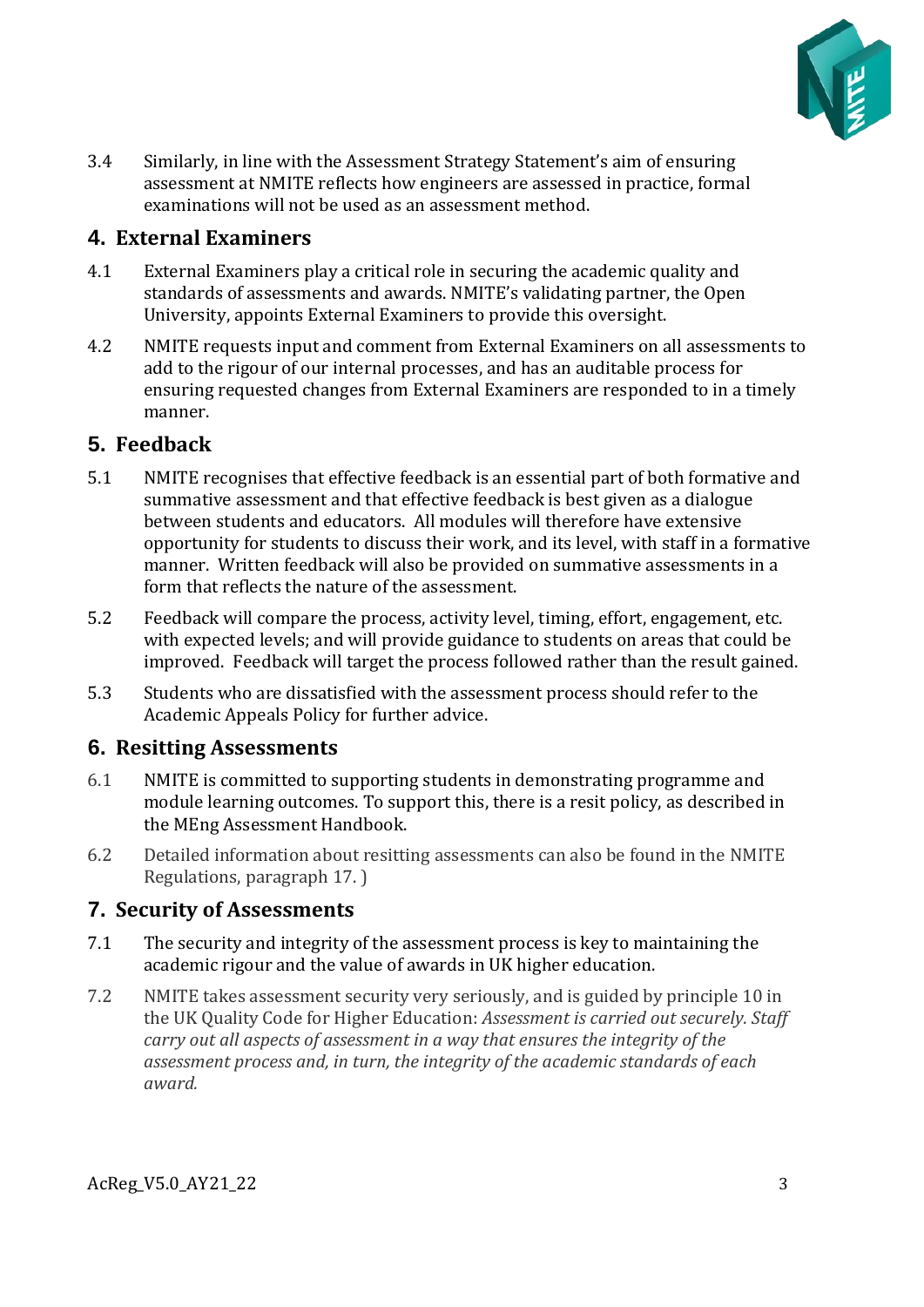3.4 Similarly, in line with the Assessment Strategy Statement's aim of ensuring assessment at NMITE reflects how engineers are assessed in practice, formal examinations will not be used as an assessment method.

## 4. External Examiners

4.1 External Examiners play a critical role in securing the academic quality and standards of assessments and awards. NMITE's validating partner, the Open University, appoints External Examiners to provide this oversight.

4.2 NMITE requests input and comment from External Examiners on all assessments to add to the rigour of our internal processes, and has an auditable process for ensuring requested changes from External Examiners are responded to in a timely manner.

## 5. Feedback

5.1 NMITE recognises that effective feedback is an essential part of both formative and summative assessment and that effective feedback is best given as a dialogue between students and educators. All modules will therefore have extensive opportunity for students to discuss their work, and its level, with staff in a formative manner. Written feedback will also be provided on summative assessments in a form that reflects the nature of the assessment.

5.2 Feedback will compare the process, activity level, timing, effort, engagement, etc. with expected levels; and will provide guidance to students on areas that could be improved. Feedback will target the process followed rather than the result gained.

5.3 Students who are dissatisfied with the assessment process should refer to the Academic Appeals Policy for further advice.

## 6. Resitting Assessments

6.1 NMITE is committed to supporting students in demonstrating programme and module learning outcomes. To support this, there is a resit policy, as described in the MEng Assessment Handbook.

6.2 Detailed information about resitting assessments can also be found in the NMITE Regulations, paragraph 17. )

## 7. Security of Assessments

7.1 The security and integrity of the assessment process is key to maintaining the academic rigour and the value of awards in UK higher education.

7.2 NMITE takes assessment security very seriously, and is guided by principle 10 in the UK Quality Code for Higher Education: *Assessment is carried out securely. Staff carry out all aspects of assessment in a way that ensures the integrity of the assessment process and, in turn, the integrity of the academic standards of each award.*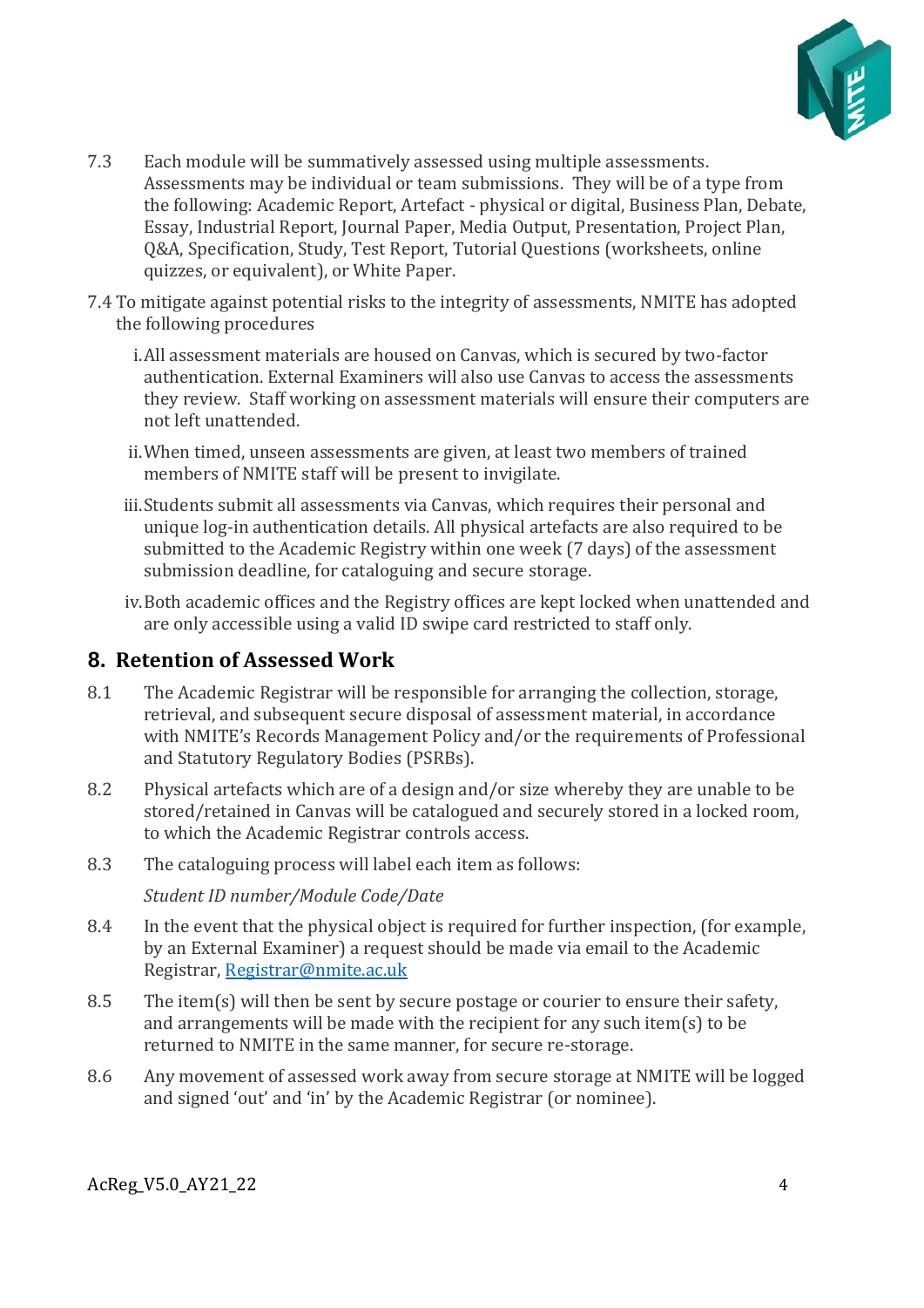7.3 Each module will be summatively assessed using multiple assessments. Assessments may be individual or team submissions. They will be of a type from the following: Academic Report, Artefact - physical or digital, Business Plan, Debate, Essay, Industrial Report, Journal Paper, Media Output, Presentation, Project Plan, Q&A, Specification, Study, Test Report, Tutorial Questions (worksheets, online quizzes, or equivalent), or White Paper.

7.4 To mitigate against potential risks to the integrity of assessments, NMITE has adopted the following procedures

i. All assessment materials are housed on Canvas, which is secured by two-factor authentication. External Examiners will also use Canvas to access the assessments they review. Staff working on assessment materials will ensure their computers are not left unattended.

ii. When timed, unseen assessments are given, at least two members of trained members of NMITE staff will be present to invigilate.

iii. Students submit all assessments via Canvas, which requires their personal and unique log-in authentication details. All physical artefacts are also required to be submitted to the Academic Registry within one week (7 days) of the assessment submission deadline, for cataloguing and secure storage.

iv. Both academic offices and the Registry offices are kept locked when unattended and are only accessible using a valid ID swipe card restricted to staff only.

## 8. Retention of Assessed Work

8.1 The Academic Registrar will be responsible for arranging the collection, storage, retrieval, and subsequent secure disposal of assessment material, in accordance with NMITE's Records Management Policy and/or the requirements of Professional and Statutory Regulatory Bodies (PSRBs).

8.2 Physical artefacts which are of a design and/or size whereby they are unable to be stored/retained in Canvas will be catalogued and securely stored in a locked room, to which the Academic Registrar controls access.

8.3 The cataloguing process will label each item as follows:

*Student ID number/Module Code/Date*

8.4 In the event that the physical object is required for further inspection, (for example, by an External Examiner) a request should be made via email to the Academic Registrar, Registrar@nmite.ac.uk

8.5 The item(s) will then be sent by secure postage or courier to ensure their safety, and arrangements will be made with the recipient for any such item(s) to be returned to NMITE in the same manner, for secure re-storage.

8.6 Any movement of assessed work away from secure storage at NMITE will be logged and signed 'out' and 'in' by the Academic Registrar (or nominee).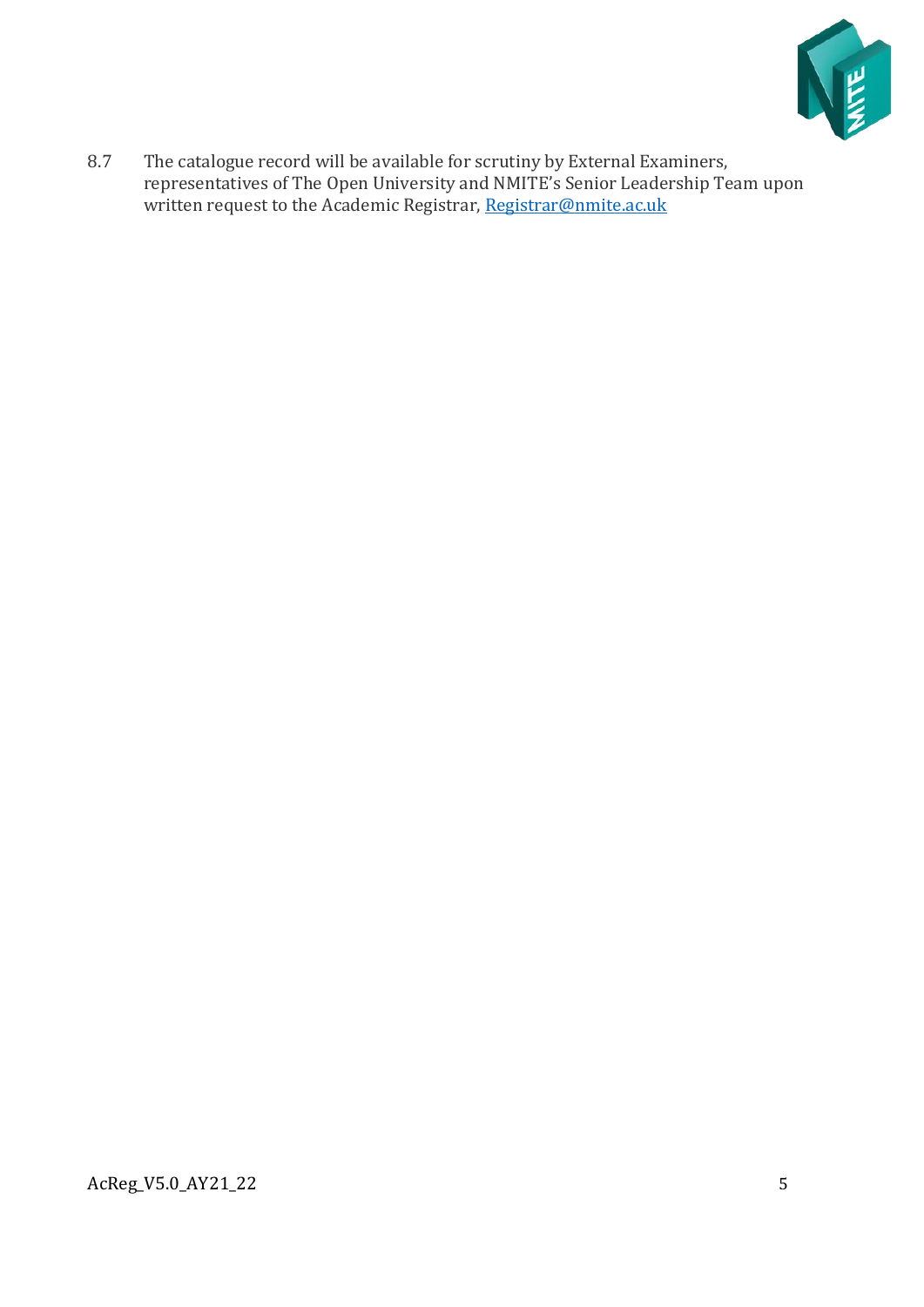8.7 The catalogue record will be available for scrutiny by External Examiners, representatives of The Open University and NMITE's Senior Leadership Team upon written request to the Academic Registrar, Registrar@nmite.ac.uk